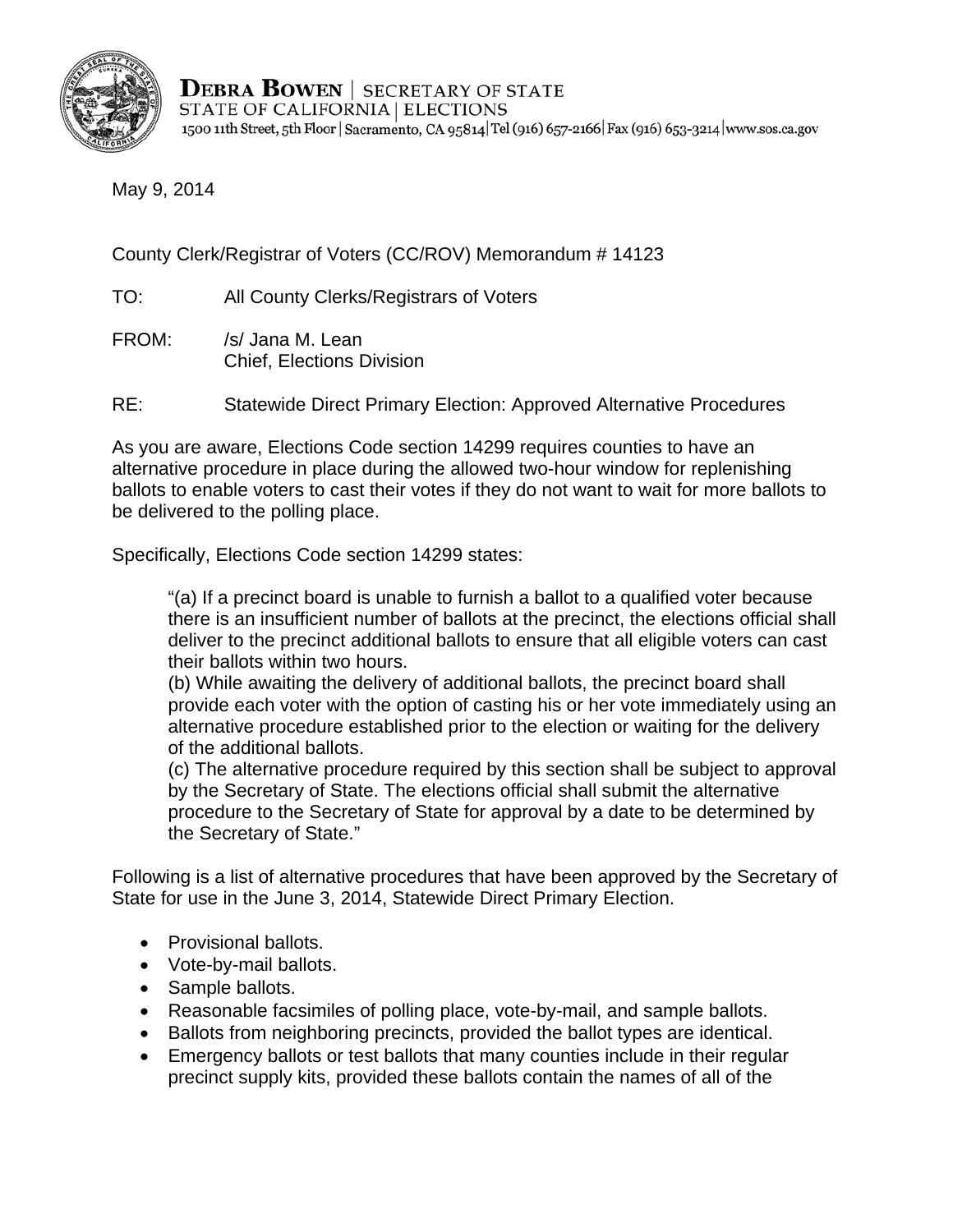**DEBRA BOWEN** | SECRETARY OF STATE
STATE OF CALIFORNIA | ELECTIONS
1500 11th Street, 5th Floor | Sacramento, CA 95814 | Tel (916) 657-2166 | Fax (916) 653-3214 | www.sos.ca.gov

May 9, 2014

County Clerk/Registrar of Voters (CC/ROV) Memorandum # 14123

TO: All County Clerks/Registrars of Voters

FROM: /s/ Jana M. Lean
Chief, Elections Division

RE: Statewide Direct Primary Election: Approved Alternative Procedures

As you are aware, Elections Code section 14299 requires counties to have an alternative procedure in place during the allowed two-hour window for replenishing ballots to enable voters to cast their votes if they do not want to wait for more ballots to be delivered to the polling place.

Specifically, Elections Code section 14299 states:

> "(a) If a precinct board is unable to furnish a ballot to a qualified voter because there is an insufficient number of ballots at the precinct, the elections official shall deliver to the precinct additional ballots to ensure that all eligible voters can cast their ballots within two hours.
> (b) While awaiting the delivery of additional ballots, the precinct board shall provide each voter with the option of casting his or her vote immediately using an alternative procedure established prior to the election or waiting for the delivery of the additional ballots.
> (c) The alternative procedure required by this section shall be subject to approval by the Secretary of State. The elections official shall submit the alternative procedure to the Secretary of State for approval by a date to be determined by the Secretary of State."

Following is a list of alternative procedures that have been approved by the Secretary of State for use in the June 3, 2014, Statewide Direct Primary Election.

- Provisional ballots.
- Vote-by-mail ballots.
- Sample ballots.
- Reasonable facsimiles of polling place, vote-by-mail, and sample ballots.
- Ballots from neighboring precincts, provided the ballot types are identical.
- Emergency ballots or test ballots that many counties include in their regular precinct supply kits, provided these ballots contain the names of all of the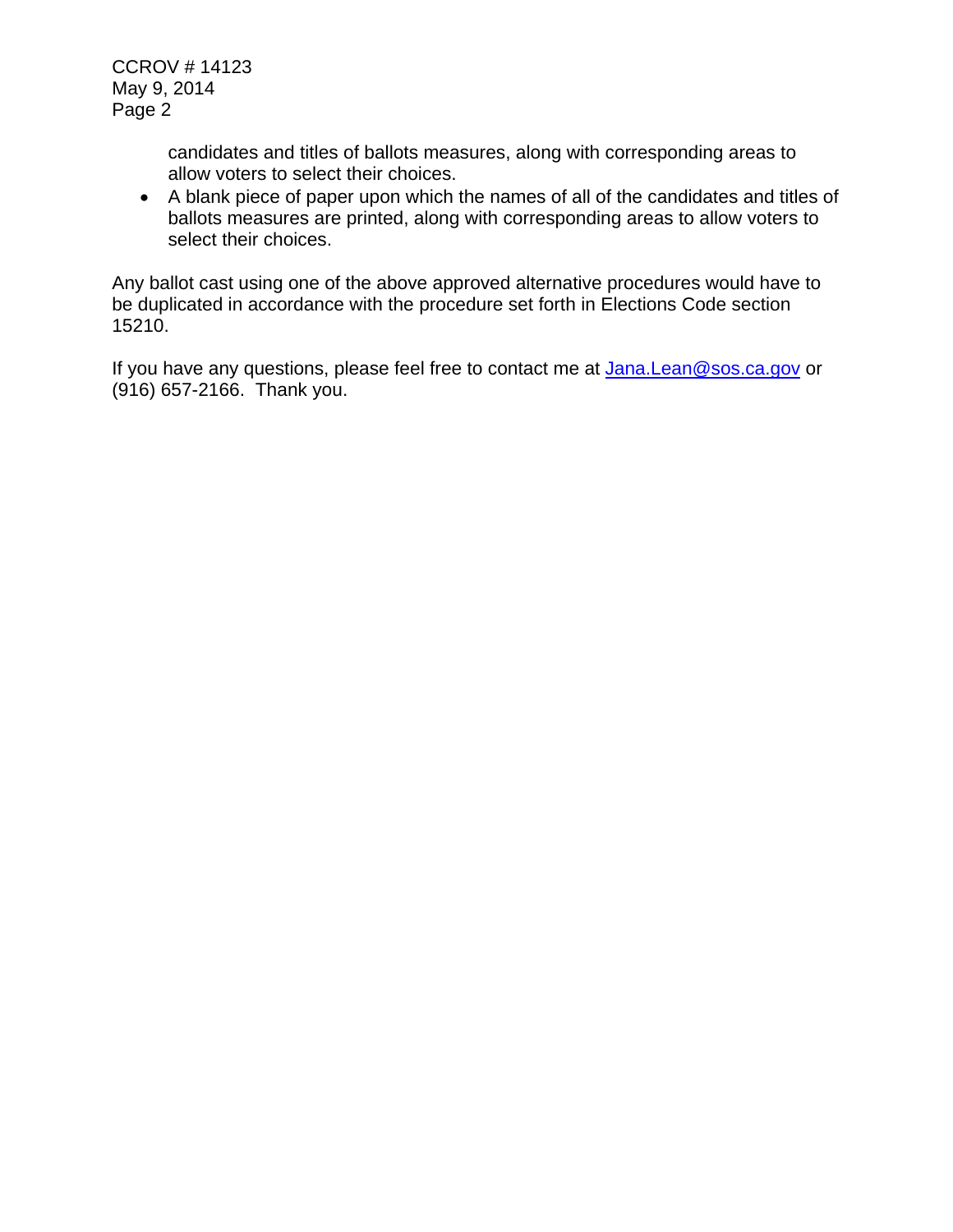candidates and titles of ballots measures, along with corresponding areas to allow voters to select their choices.

- A blank piece of paper upon which the names of all of the candidates and titles of ballots measures are printed, along with corresponding areas to allow voters to select their choices.

Any ballot cast using one of the above approved alternative procedures would have to be duplicated in accordance with the procedure set forth in Elections Code section 15210.

If you have any questions, please feel free to contact me at Jana.Lean@sos.ca.gov or (916) 657-2166. Thank you.